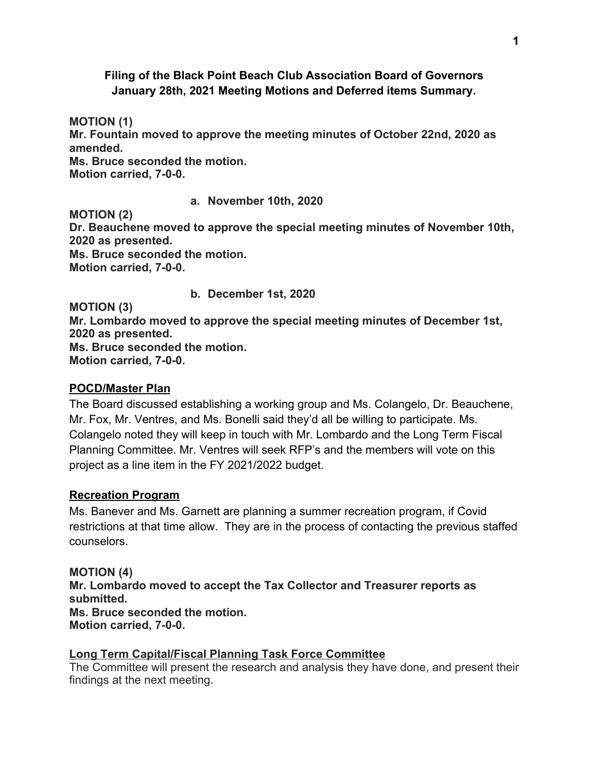**Filing of the Black Point Beach Club Association Board of Governors January 28th, 2021 Meeting Motions and Deferred items Summary.**

**MOTION (1)**
**Mr. Fountain moved to approve the meeting minutes of October 22nd, 2020 as amended.**
**Ms. Bruce seconded the motion.**
**Motion carried, 7-0-0.**

**a. November 10th, 2020**

**MOTION (2)**
**Dr. Beauchene moved to approve the special meeting minutes of November 10th, 2020 as presented.**
**Ms. Bruce seconded the motion.**
**Motion carried, 7-0-0.**

**b. December 1st, 2020**

**MOTION (3)**
**Mr. Lombardo moved to approve the special meeting minutes of December 1st, 2020 as presented.**
**Ms. Bruce seconded the motion.**
**Motion carried, 7-0-0.**

**<u>POCD/Master Plan</u>**

The Board discussed establishing a working group and Ms. Colangelo, Dr. Beauchene, Mr. Fox, Mr. Ventres, and Ms. Bonelli said they'd all be willing to participate. Ms. Colangelo noted they will keep in touch with Mr. Lombardo and the Long Term Fiscal Planning Committee. Mr. Ventres will seek RFP's and the members will vote on this project as a line item in the FY 2021/2022 budget.

**<u>Recreation Program</u>**

Ms. Banever and Ms. Garnett are planning a summer recreation program, if Covid restrictions at that time allow. They are in the process of contacting the previous staffed counselors.

**MOTION (4)**
**Mr. Lombardo moved to accept the Tax Collector and Treasurer reports as submitted.**
**Ms. Bruce seconded the motion.**
**Motion carried, 7-0-0.**

**<u>Long Term Capital/Fiscal Planning Task Force Committee</u>**

The Committee will present the research and analysis they have done, and present their findings at the next meeting.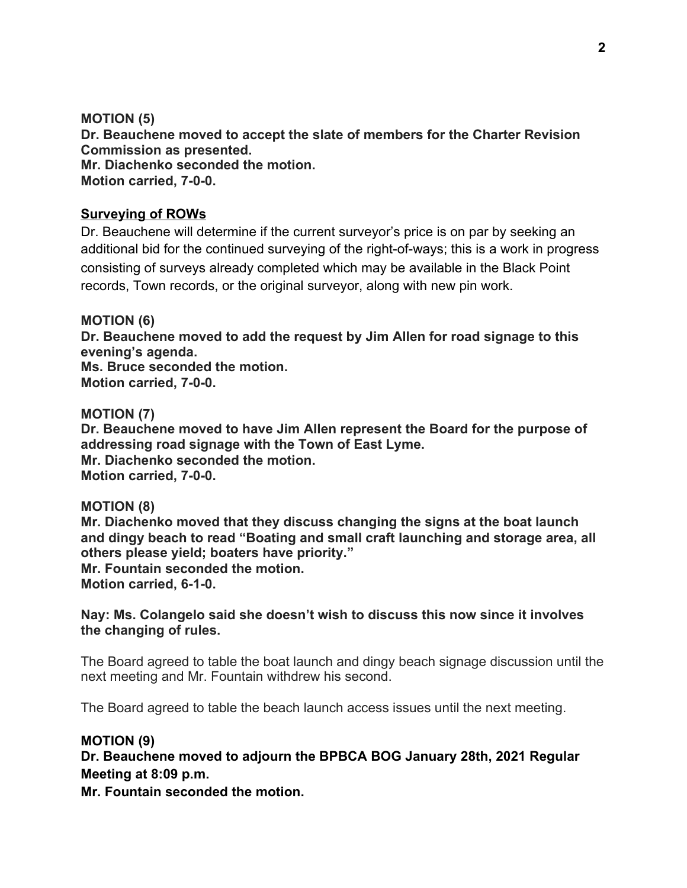**MOTION (5)**
**Dr. Beauchene moved to accept the slate of members for the Charter Revision Commission as presented.**
**Mr. Diachenko seconded the motion.**
**Motion carried, 7-0-0.**

**<u>Surveying of ROWs</u>**

Dr. Beauchene will determine if the current surveyor's price is on par by seeking an additional bid for the continued surveying of the right-of-ways; this is a work in progress consisting of surveys already completed which may be available in the Black Point records, Town records, or the original surveyor, along with new pin work.

**MOTION (6)**
**Dr. Beauchene moved to add the request by Jim Allen for road signage to this evening's agenda.**
**Ms. Bruce seconded the motion.**
**Motion carried, 7-0-0.**

**MOTION (7)**
**Dr. Beauchene moved to have Jim Allen represent the Board for the purpose of addressing road signage with the Town of East Lyme.**
**Mr. Diachenko seconded the motion.**
**Motion carried, 7-0-0.**

**MOTION (8)**
**Mr. Diachenko moved that they discuss changing the signs at the boat launch and dingy beach to read "Boating and small craft launching and storage area, all others please yield; boaters have priority."**
**Mr. Fountain seconded the motion.**
**Motion carried, 6-1-0.**

**Nay: Ms. Colangelo said she doesn't wish to discuss this now since it involves the changing of rules.**

The Board agreed to table the boat launch and dingy beach signage discussion until the next meeting and Mr. Fountain withdrew his second.

The Board agreed to table the beach launch access issues until the next meeting.

**MOTION (9)**
**Dr. Beauchene moved to adjourn the BPBCA BOG January 28th, 2021 Regular Meeting at 8:09 p.m.**
**Mr. Fountain seconded the motion.**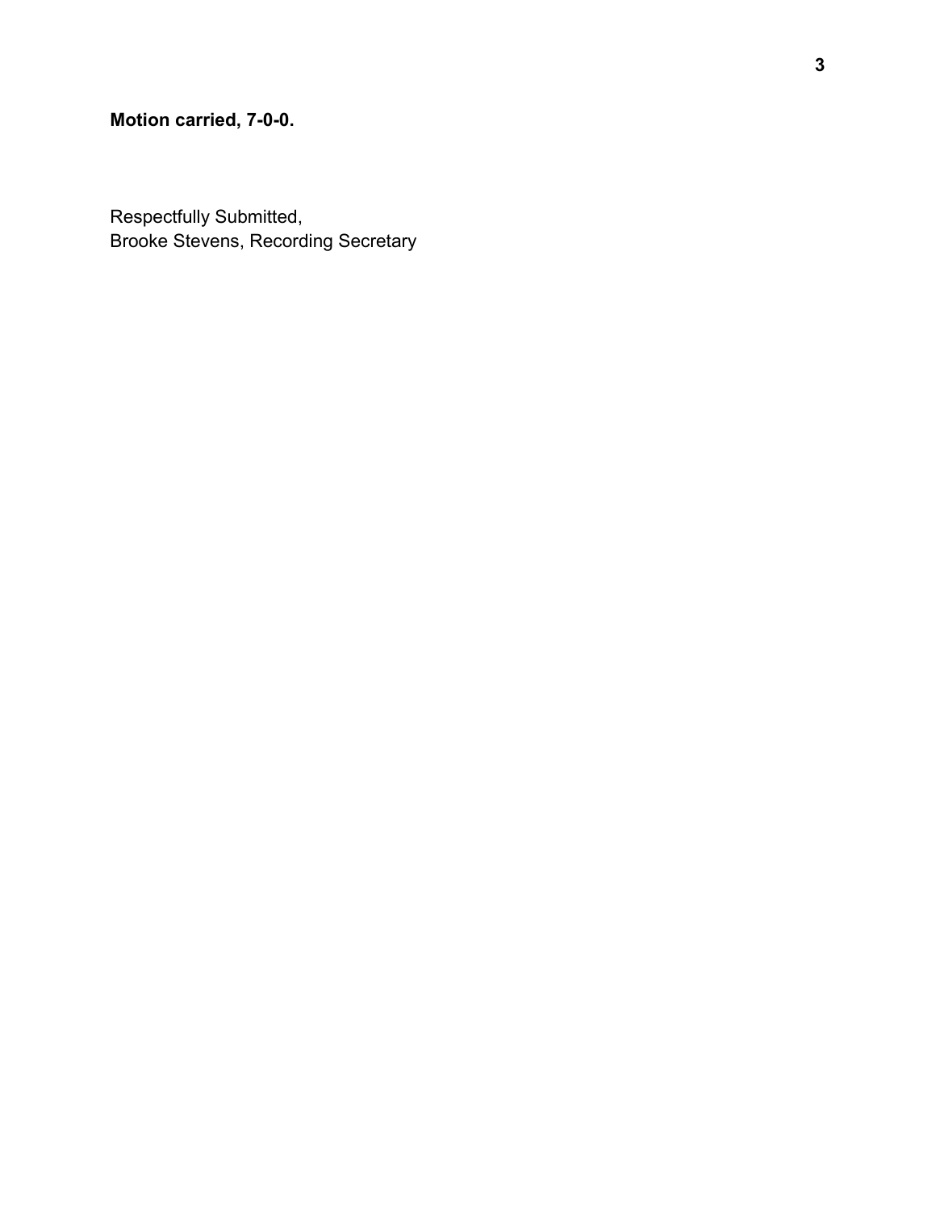**Motion carried, 7-0-0.**

Respectfully Submitted,
Brooke Stevens, Recording Secretary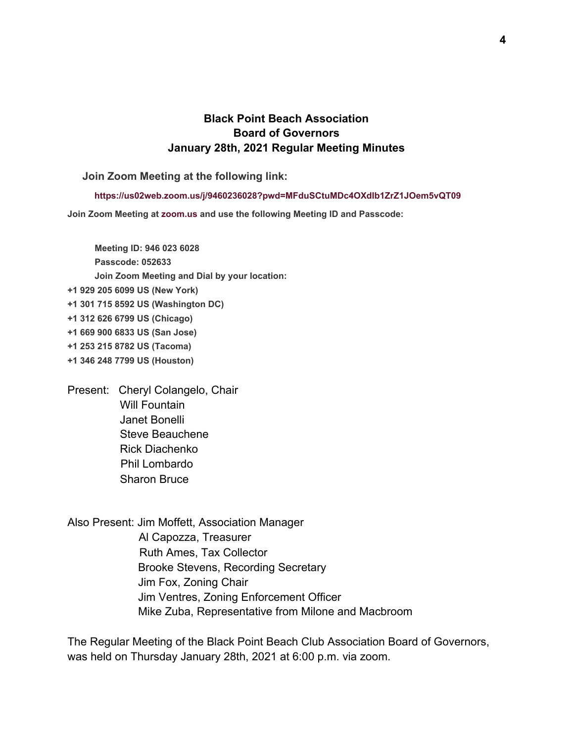# Black Point Beach Association
## Board of Governors
## January 28th, 2021 Regular Meeting Minutes

**Join Zoom Meeting at the following link:**

**https://us02web.zoom.us/j/9460236028?pwd=MFduSCtuMDc4OXdlb1ZrZ1JOem5vQT09**

**Join Zoom Meeting at zoom.us and use the following Meeting ID and Passcode:**

**Meeting ID: 946 023 6028**
**Passcode: 052633**
**Join Zoom Meeting and Dial by your location:**
**+1 929 205 6099 US (New York)**
**+1 301 715 8592 US (Washington DC)**
**+1 312 626 6799 US (Chicago)**
**+1 669 900 6833 US (San Jose)**
**+1 253 215 8782 US (Tacoma)**
**+1 346 248 7799 US (Houston)**

Present: Cheryl Colangelo, Chair
Will Fountain
Janet Bonelli
Steve Beauchene
Rick Diachenko
Phil Lombardo
Sharon Bruce

Also Present: Jim Moffett, Association Manager
Al Capozza, Treasurer
Ruth Ames, Tax Collector
Brooke Stevens, Recording Secretary
Jim Fox, Zoning Chair
Jim Ventres, Zoning Enforcement Officer
Mike Zuba, Representative from Milone and Macbroom

The Regular Meeting of the Black Point Beach Club Association Board of Governors, was held on Thursday January 28th, 2021 at 6:00 p.m. via zoom.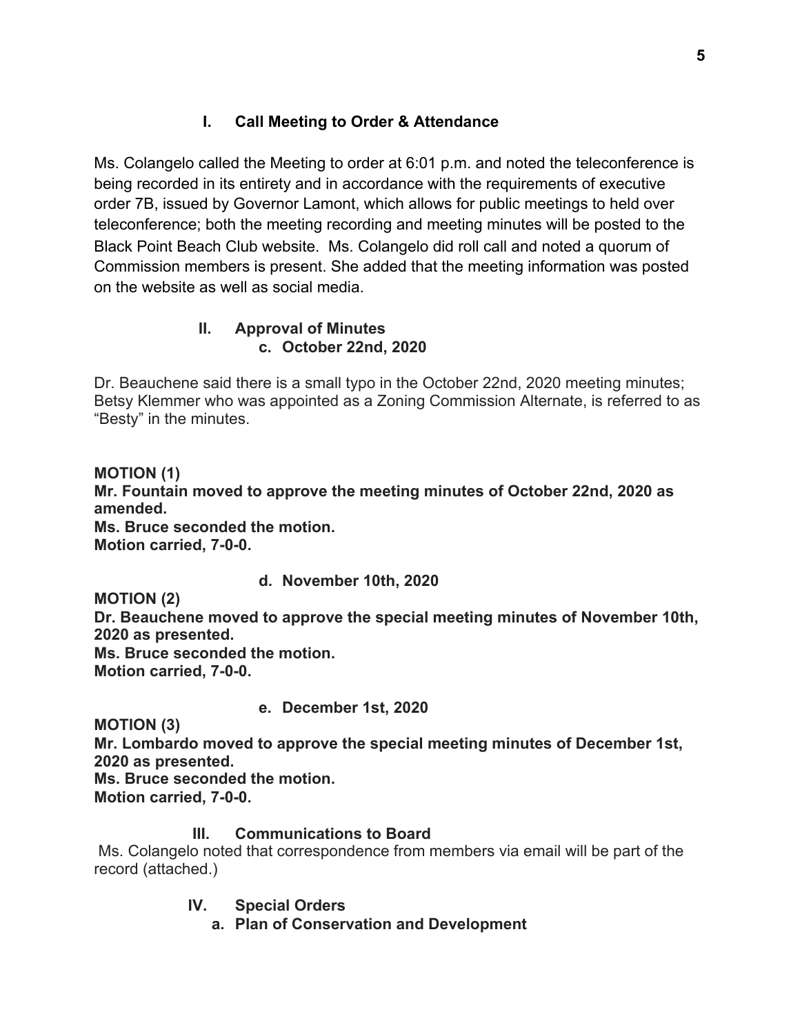## I. Call Meeting to Order & Attendance

Ms. Colangelo called the Meeting to order at 6:01 p.m. and noted the teleconference is being recorded in its entirety and in accordance with the requirements of executive order 7B, issued by Governor Lamont, which allows for public meetings to held over teleconference; both the meeting recording and meeting minutes will be posted to the Black Point Beach Club website. Ms. Colangelo did roll call and noted a quorum of Commission members is present. She added that the meeting information was posted on the website as well as social media.

## II. Approval of Minutes

### c. October 22nd, 2020

Dr. Beauchene said there is a small typo in the October 22nd, 2020 meeting minutes; Betsy Klemmer who was appointed as a Zoning Commission Alternate, is referred to as "Besty" in the minutes.

**MOTION (1)**
**Mr. Fountain moved to approve the meeting minutes of October 22nd, 2020 as amended.**
**Ms. Bruce seconded the motion.**
**Motion carried, 7-0-0.**

### d. November 10th, 2020

**MOTION (2)**
**Dr. Beauchene moved to approve the special meeting minutes of November 10th, 2020 as presented.**
**Ms. Bruce seconded the motion.**
**Motion carried, 7-0-0.**

### e. December 1st, 2020

**MOTION (3)**
**Mr. Lombardo moved to approve the special meeting minutes of December 1st, 2020 as presented.**
**Ms. Bruce seconded the motion.**
**Motion carried, 7-0-0.**

## III. Communications to Board

Ms. Colangelo noted that correspondence from members via email will be part of the record (attached.)

## IV. Special Orders

### a. Plan of Conservation and Development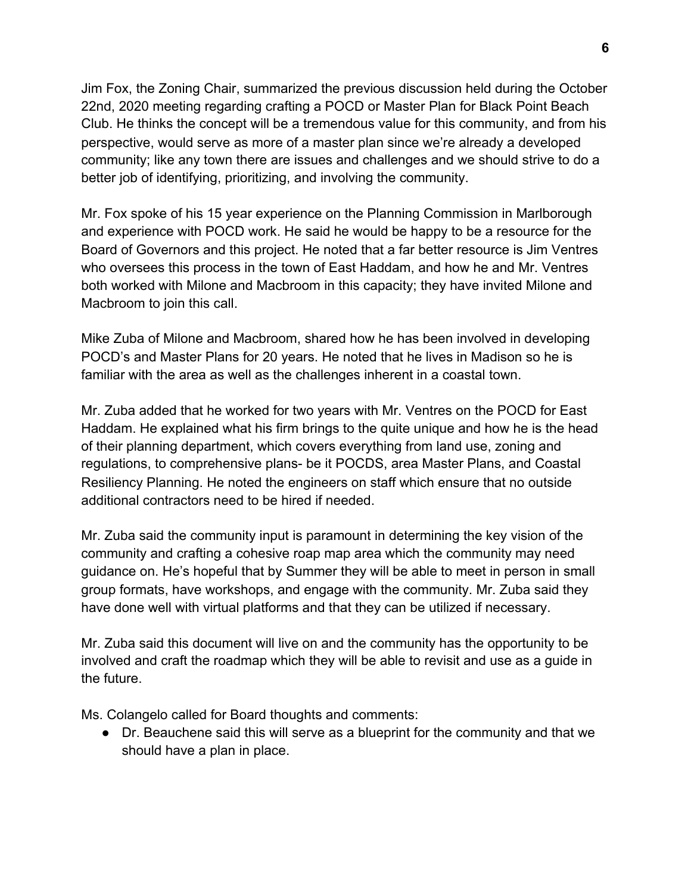Jim Fox, the Zoning Chair, summarized the previous discussion held during the October 22nd, 2020 meeting regarding crafting a POCD or Master Plan for Black Point Beach Club. He thinks the concept will be a tremendous value for this community, and from his perspective, would serve as more of a master plan since we're already a developed community; like any town there are issues and challenges and we should strive to do a better job of identifying, prioritizing, and involving the community.

Mr. Fox spoke of his 15 year experience on the Planning Commission in Marlborough and experience with POCD work. He said he would be happy to be a resource for the Board of Governors and this project. He noted that a far better resource is Jim Ventres who oversees this process in the town of East Haddam, and how he and Mr. Ventres both worked with Milone and Macbroom in this capacity; they have invited Milone and Macbroom to join this call.

Mike Zuba of Milone and Macbroom, shared how he has been involved in developing POCD's and Master Plans for 20 years. He noted that he lives in Madison so he is familiar with the area as well as the challenges inherent in a coastal town.

Mr. Zuba added that he worked for two years with Mr. Ventres on the POCD for East Haddam. He explained what his firm brings to the quite unique and how he is the head of their planning department, which covers everything from land use, zoning and regulations, to comprehensive plans- be it POCDS, area Master Plans, and Coastal Resiliency Planning. He noted the engineers on staff which ensure that no outside additional contractors need to be hired if needed.

Mr. Zuba said the community input is paramount in determining the key vision of the community and crafting a cohesive roap map area which the community may need guidance on. He's hopeful that by Summer they will be able to meet in person in small group formats, have workshops, and engage with the community. Mr. Zuba said they have done well with virtual platforms and that they can be utilized if necessary.

Mr. Zuba said this document will live on and the community has the opportunity to be involved and craft the roadmap which they will be able to revisit and use as a guide in the future.

Ms. Colangelo called for Board thoughts and comments:

- Dr. Beauchene said this will serve as a blueprint for the community and that we should have a plan in place.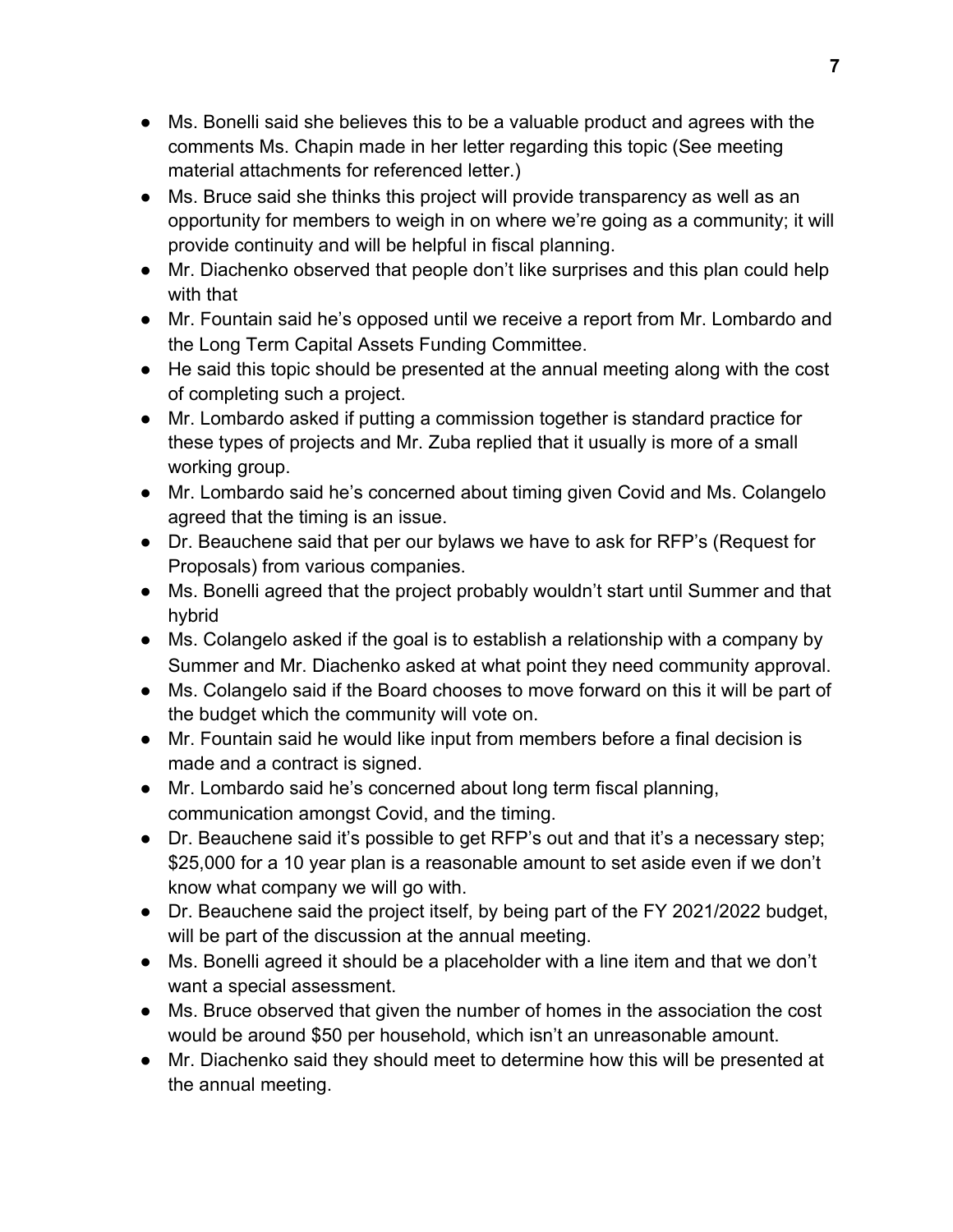- Ms. Bonelli said she believes this to be a valuable product and agrees with the comments Ms. Chapin made in her letter regarding this topic (See meeting material attachments for referenced letter.)
- Ms. Bruce said she thinks this project will provide transparency as well as an opportunity for members to weigh in on where we're going as a community; it will provide continuity and will be helpful in fiscal planning.
- Mr. Diachenko observed that people don't like surprises and this plan could help with that
- Mr. Fountain said he's opposed until we receive a report from Mr. Lombardo and the Long Term Capital Assets Funding Committee.
- He said this topic should be presented at the annual meeting along with the cost of completing such a project.
- Mr. Lombardo asked if putting a commission together is standard practice for these types of projects and Mr. Zuba replied that it usually is more of a small working group.
- Mr. Lombardo said he's concerned about timing given Covid and Ms. Colangelo agreed that the timing is an issue.
- Dr. Beauchene said that per our bylaws we have to ask for RFP's (Request for Proposals) from various companies.
- Ms. Bonelli agreed that the project probably wouldn't start until Summer and that hybrid
- Ms. Colangelo asked if the goal is to establish a relationship with a company by Summer and Mr. Diachenko asked at what point they need community approval.
- Ms. Colangelo said if the Board chooses to move forward on this it will be part of the budget which the community will vote on.
- Mr. Fountain said he would like input from members before a final decision is made and a contract is signed.
- Mr. Lombardo said he's concerned about long term fiscal planning, communication amongst Covid, and the timing.
- Dr. Beauchene said it's possible to get RFP's out and that it's a necessary step; $25,000 for a 10 year plan is a reasonable amount to set aside even if we don't know what company we will go with.
- Dr. Beauchene said the project itself, by being part of the FY 2021/2022 budget, will be part of the discussion at the annual meeting.
- Ms. Bonelli agreed it should be a placeholder with a line item and that we don't want a special assessment.
- Ms. Bruce observed that given the number of homes in the association the cost would be around $50 per household, which isn't an unreasonable amount.
- Mr. Diachenko said they should meet to determine how this will be presented at the annual meeting.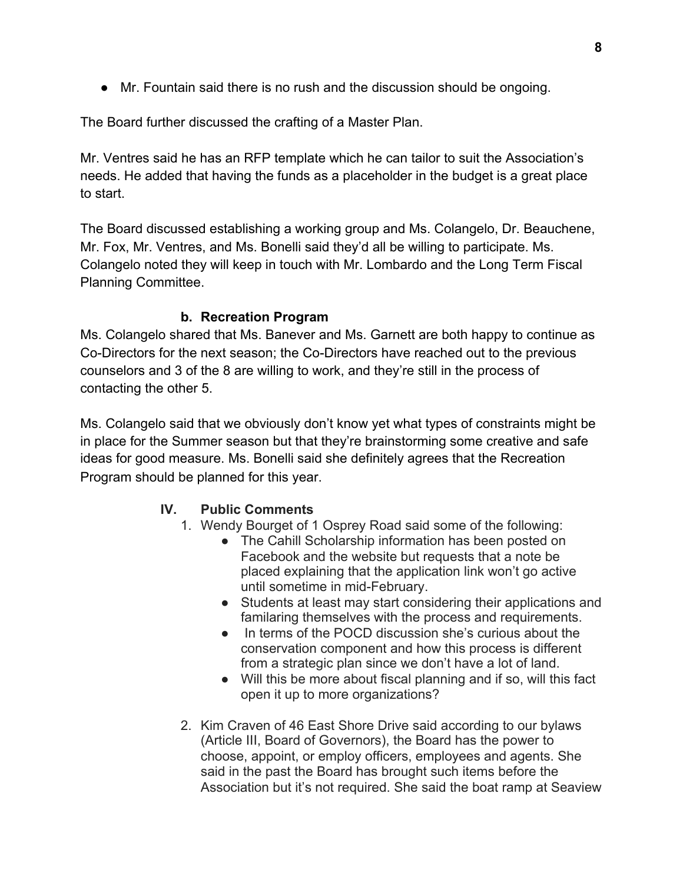- Mr. Fountain said there is no rush and the discussion should be ongoing.

The Board further discussed the crafting of a Master Plan.

Mr. Ventres said he has an RFP template which he can tailor to suit the Association's needs. He added that having the funds as a placeholder in the budget is a great place to start.

The Board discussed establishing a working group and Ms. Colangelo, Dr. Beauchene, Mr. Fox, Mr. Ventres, and Ms. Bonelli said they'd all be willing to participate. Ms. Colangelo noted they will keep in touch with Mr. Lombardo and the Long Term Fiscal Planning Committee.

### b. Recreation Program

Ms. Colangelo shared that Ms. Banever and Ms. Garnett are both happy to continue as Co-Directors for the next season; the Co-Directors have reached out to the previous counselors and 3 of the 8 are willing to work, and they're still in the process of contacting the other 5.

Ms. Colangelo said that we obviously don't know yet what types of constraints might be in place for the Summer season but that they're brainstorming some creative and safe ideas for good measure. Ms. Bonelli said she definitely agrees that the Recreation Program should be planned for this year.

## IV. Public Comments

1. Wendy Bourget of 1 Osprey Road said some of the following:
   - The Cahill Scholarship information has been posted on Facebook and the website but requests that a note be placed explaining that the application link won't go active until sometime in mid-February.
   - Students at least may start considering their applications and familaring themselves with the process and requirements.
   - In terms of the POCD discussion she's curious about the conservation component and how this process is different from a strategic plan since we don't have a lot of land.
   - Will this be more about fiscal planning and if so, will this fact open it up to more organizations?

2. Kim Craven of 46 East Shore Drive said according to our bylaws (Article III, Board of Governors), the Board has the power to choose, appoint, or employ officers, employees and agents. She said in the past the Board has brought such items before the Association but it's not required. She said the boat ramp at Seaview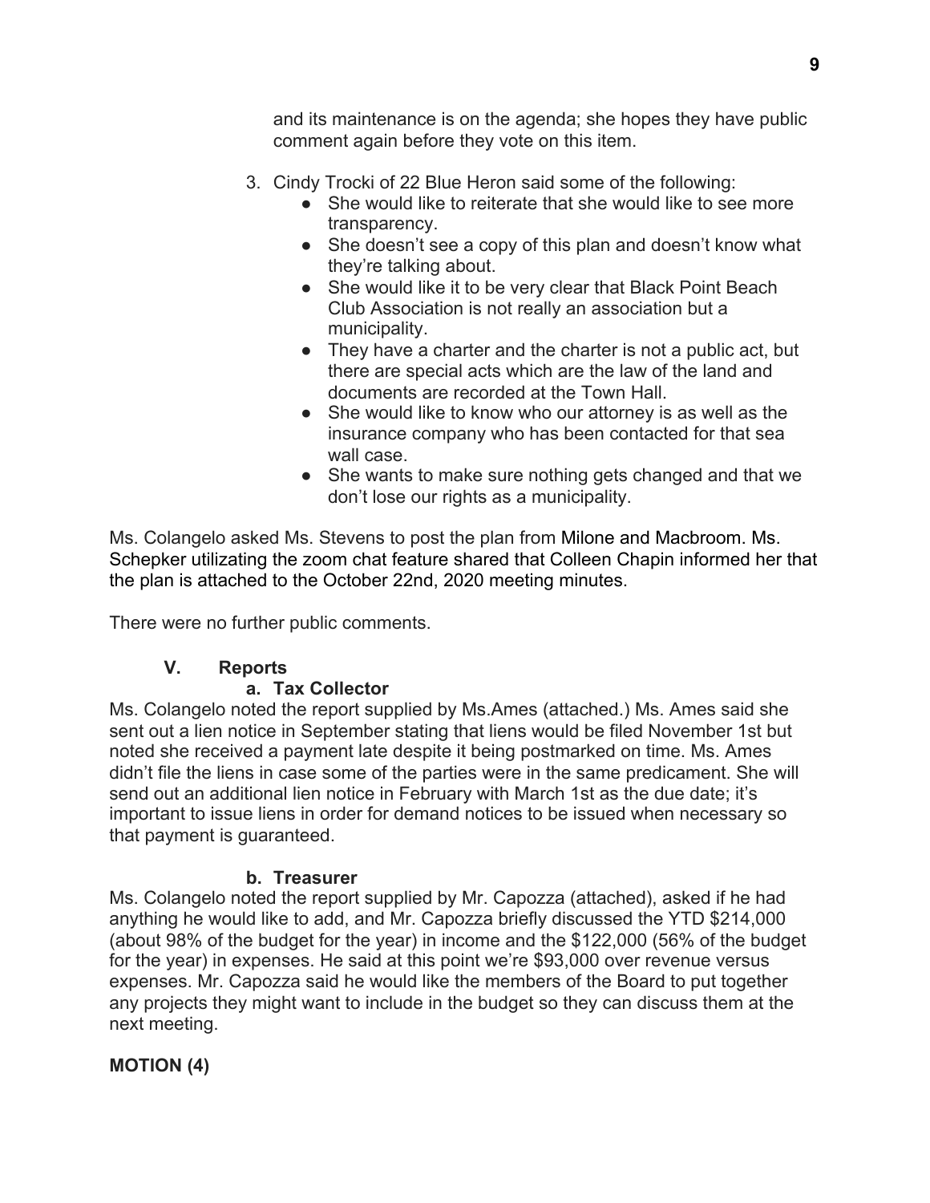and its maintenance is on the agenda; she hopes they have public comment again before they vote on this item.

3. Cindy Trocki of 22 Blue Heron said some of the following:
   - She would like to reiterate that she would like to see more transparency.
   - She doesn't see a copy of this plan and doesn't know what they're talking about.
   - She would like it to be very clear that Black Point Beach Club Association is not really an association but a municipality.
   - They have a charter and the charter is not a public act, but there are special acts which are the law of the land and documents are recorded at the Town Hall.
   - She would like to know who our attorney is as well as the insurance company who has been contacted for that sea wall case.
   - She wants to make sure nothing gets changed and that we don't lose our rights as a municipality.

Ms. Colangelo asked Ms. Stevens to post the plan from Milone and Macbroom. Ms. Schepker utilizating the zoom chat feature shared that Colleen Chapin informed her that the plan is attached to the October 22nd, 2020 meeting minutes.

There were no further public comments.

## V. Reports

### a. Tax Collector

Ms. Colangelo noted the report supplied by Ms.Ames (attached.) Ms. Ames said she sent out a lien notice in September stating that liens would be filed November 1st but noted she received a payment late despite it being postmarked on time. Ms. Ames didn't file the liens in case some of the parties were in the same predicament. She will send out an additional lien notice in February with March 1st as the due date; it's important to issue liens in order for demand notices to be issued when necessary so that payment is guaranteed.

### b. Treasurer

Ms. Colangelo noted the report supplied by Mr. Capozza (attached), asked if he had anything he would like to add, and Mr. Capozza briefly discussed the YTD $214,000 (about 98% of the budget for the year) in income and the $122,000 (56% of the budget for the year) in expenses. He said at this point we're $93,000 over revenue versus expenses. Mr. Capozza said he would like the members of the Board to put together any projects they might want to include in the budget so they can discuss them at the next meeting.

**MOTION (4)**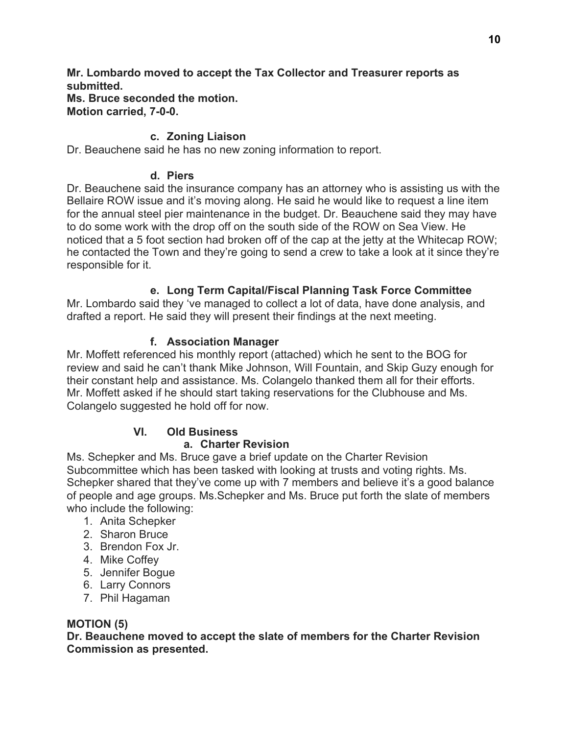**Mr. Lombardo moved to accept the Tax Collector and Treasurer reports as submitted.**
**Ms. Bruce seconded the motion.**
**Motion carried, 7-0-0.**

### c. Zoning Liaison

Dr. Beauchene said he has no new zoning information to report.

### d. Piers

Dr. Beauchene said the insurance company has an attorney who is assisting us with the Bellaire ROW issue and it's moving along. He said he would like to request a line item for the annual steel pier maintenance in the budget. Dr. Beauchene said they may have to do some work with the drop off on the south side of the ROW on Sea View. He noticed that a 5 foot section had broken off of the cap at the jetty at the Whitecap ROW; he contacted the Town and they're going to send a crew to take a look at it since they're responsible for it.

### e. Long Term Capital/Fiscal Planning Task Force Committee

Mr. Lombardo said they 've managed to collect a lot of data, have done analysis, and drafted a report. He said they will present their findings at the next meeting.

### f. Association Manager

Mr. Moffett referenced his monthly report (attached) which he sent to the BOG for review and said he can't thank Mike Johnson, Will Fountain, and Skip Guzy enough for their constant help and assistance. Ms. Colangelo thanked them all for their efforts. Mr. Moffett asked if he should start taking reservations for the Clubhouse and Ms. Colangelo suggested he hold off for now.

## VI. Old Business

### a. Charter Revision

Ms. Schepker and Ms. Bruce gave a brief update on the Charter Revision Subcommittee which has been tasked with looking at trusts and voting rights. Ms. Schepker shared that they've come up with 7 members and believe it's a good balance of people and age groups. Ms.Schepker and Ms. Bruce put forth the slate of members who include the following:

1. Anita Schepker
2. Sharon Bruce
3. Brendon Fox Jr.
4. Mike Coffey
5. Jennifer Bogue
6. Larry Connors
7. Phil Hagaman

**MOTION (5)**
**Dr. Beauchene moved to accept the slate of members for the Charter Revision Commission as presented.**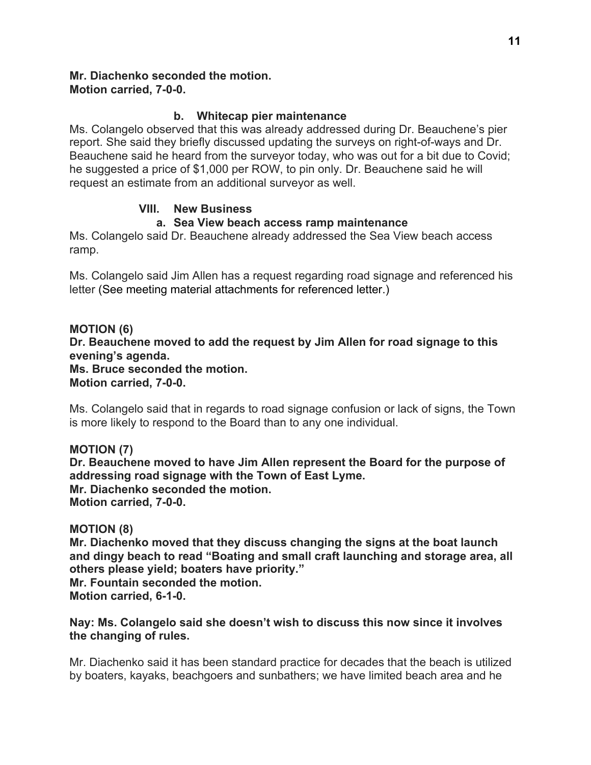**Mr. Diachenko seconded the motion.**
**Motion carried, 7-0-0.**

### b. Whitecap pier maintenance

Ms. Colangelo observed that this was already addressed during Dr. Beauchene's pier report. She said they briefly discussed updating the surveys on right-of-ways and Dr. Beauchene said he heard from the surveyor today, who was out for a bit due to Covid; he suggested a price of $1,000 per ROW, to pin only. Dr. Beauchene said he will request an estimate from an additional surveyor as well.

## VIII. New Business

### a. Sea View beach access ramp maintenance

Ms. Colangelo said Dr. Beauchene already addressed the Sea View beach access ramp.

Ms. Colangelo said Jim Allen has a request regarding road signage and referenced his letter (See meeting material attachments for referenced letter.)

**MOTION (6)**
**Dr. Beauchene moved to add the request by Jim Allen for road signage to this evening's agenda.**
**Ms. Bruce seconded the motion.**
**Motion carried, 7-0-0.**

Ms. Colangelo said that in regards to road signage confusion or lack of signs, the Town is more likely to respond to the Board than to any one individual.

**MOTION (7)**
**Dr. Beauchene moved to have Jim Allen represent the Board for the purpose of addressing road signage with the Town of East Lyme.**
**Mr. Diachenko seconded the motion.**
**Motion carried, 7-0-0.**

**MOTION (8)**
**Mr. Diachenko moved that they discuss changing the signs at the boat launch and dingy beach to read "Boating and small craft launching and storage area, all others please yield; boaters have priority."**
**Mr. Fountain seconded the motion.**
**Motion carried, 6-1-0.**

**Nay: Ms. Colangelo said she doesn't wish to discuss this now since it involves the changing of rules.**

Mr. Diachenko said it has been standard practice for decades that the beach is utilized by boaters, kayaks, beachgoers and sunbathers; we have limited beach area and he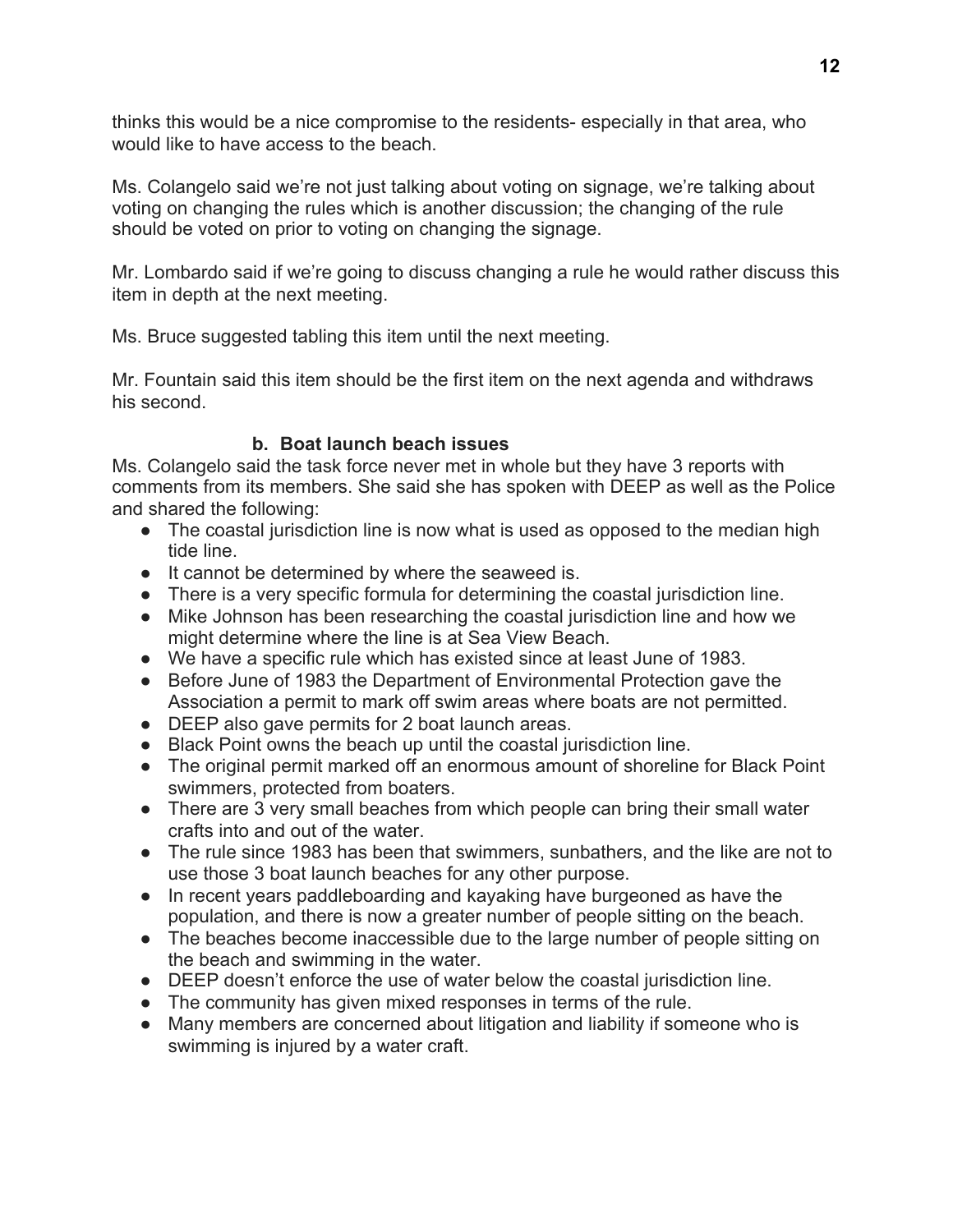thinks this would be a nice compromise to the residents- especially in that area, who would like to have access to the beach.

Ms. Colangelo said we're not just talking about voting on signage, we're talking about voting on changing the rules which is another discussion; the changing of the rule should be voted on prior to voting on changing the signage.

Mr. Lombardo said if we're going to discuss changing a rule he would rather discuss this item in depth at the next meeting.

Ms. Bruce suggested tabling this item until the next meeting.

Mr. Fountain said this item should be the first item on the next agenda and withdraws his second.

**b. Boat launch beach issues**

Ms. Colangelo said the task force never met in whole but they have 3 reports with comments from its members. She said she has spoken with DEEP as well as the Police and shared the following:

- The coastal jurisdiction line is now what is used as opposed to the median high tide line.
- It cannot be determined by where the seaweed is.
- There is a very specific formula for determining the coastal jurisdiction line.
- Mike Johnson has been researching the coastal jurisdiction line and how we might determine where the line is at Sea View Beach.
- We have a specific rule which has existed since at least June of 1983.
- Before June of 1983 the Department of Environmental Protection gave the Association a permit to mark off swim areas where boats are not permitted.
- DEEP also gave permits for 2 boat launch areas.
- Black Point owns the beach up until the coastal jurisdiction line.
- The original permit marked off an enormous amount of shoreline for Black Point swimmers, protected from boaters.
- There are 3 very small beaches from which people can bring their small water crafts into and out of the water.
- The rule since 1983 has been that swimmers, sunbathers, and the like are not to use those 3 boat launch beaches for any other purpose.
- In recent years paddleboarding and kayaking have burgeoned as have the population, and there is now a greater number of people sitting on the beach.
- The beaches become inaccessible due to the large number of people sitting on the beach and swimming in the water.
- DEEP doesn't enforce the use of water below the coastal jurisdiction line.
- The community has given mixed responses in terms of the rule.
- Many members are concerned about litigation and liability if someone who is swimming is injured by a water craft.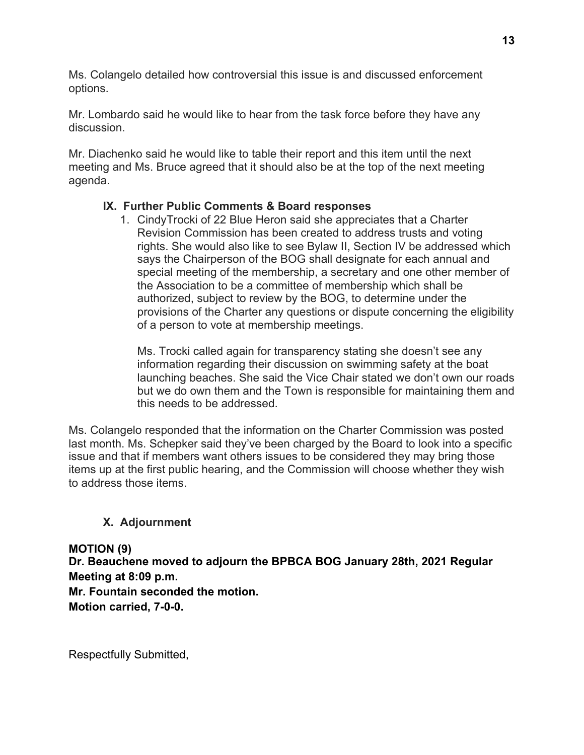Ms. Colangelo detailed how controversial this issue is and discussed enforcement options.

Mr. Lombardo said he would like to hear from the task force before they have any discussion.

Mr. Diachenko said he would like to table their report and this item until the next meeting and Ms. Bruce agreed that it should also be at the top of the next meeting agenda.

## IX. Further Public Comments & Board responses

1. CindyTrocki of 22 Blue Heron said she appreciates that a Charter Revision Commission has been created to address trusts and voting rights. She would also like to see Bylaw II, Section IV be addressed which says the Chairperson of the BOG shall designate for each annual and special meeting of the membership, a secretary and one other member of the Association to be a committee of membership which shall be authorized, subject to review by the BOG, to determine under the provisions of the Charter any questions or dispute concerning the eligibility of a person to vote at membership meetings.

   Ms. Trocki called again for transparency stating she doesn't see any information regarding their discussion on swimming safety at the boat launching beaches. She said the Vice Chair stated we don't own our roads but we do own them and the Town is responsible for maintaining them and this needs to be addressed.

Ms. Colangelo responded that the information on the Charter Commission was posted last month. Ms. Schepker said they've been charged by the Board to look into a specific issue and that if members want others issues to be considered they may bring those items up at the first public hearing, and the Commission will choose whether they wish to address those items.

## X. Adjournment

**MOTION (9)**
**Dr. Beauchene moved to adjourn the BPBCA BOG January 28th, 2021 Regular Meeting at 8:09 p.m.**
**Mr. Fountain seconded the motion.**
**Motion carried, 7-0-0.**

Respectfully Submitted,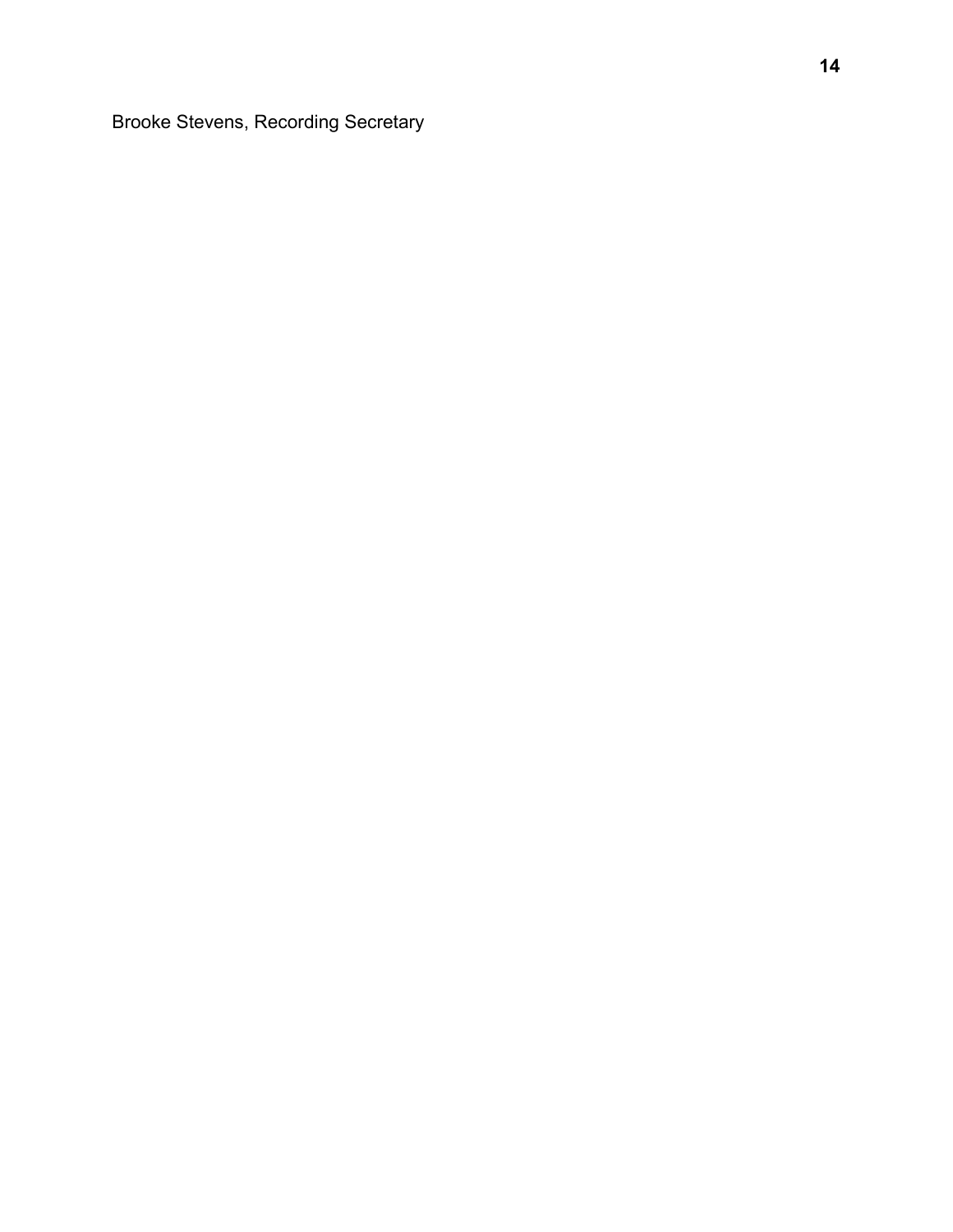Brooke Stevens, Recording Secretary